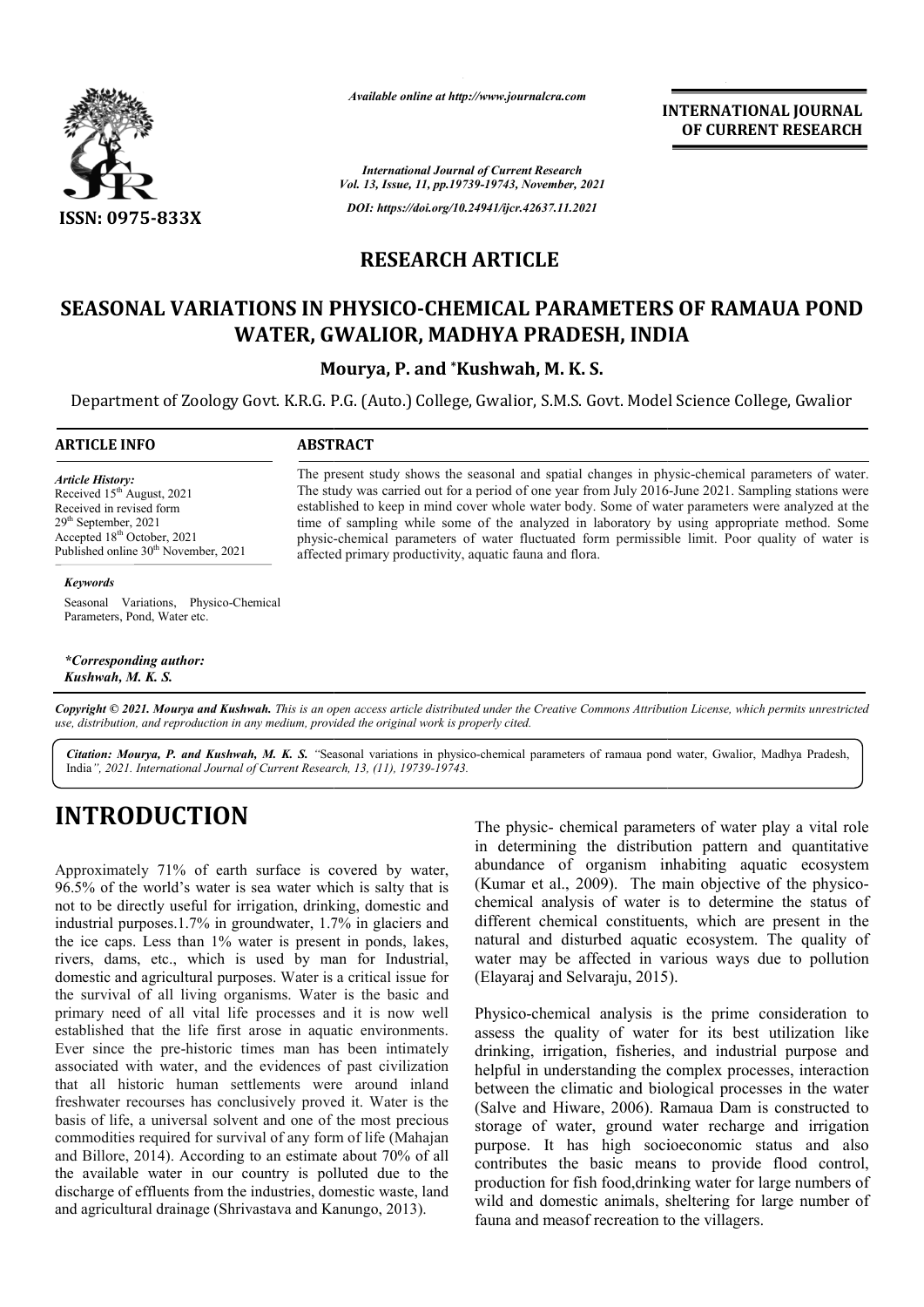*Available online at http://www.journalcra.com*

*International Journal of Current Research*
*Vol. 13, Issue, 11, pp.19739-19743, November, 2021*

*DOI: https://doi.org/10.24941/ijcr.42637.11.2021*

**INTERNATIONAL JOURNAL OF CURRENT RESEARCH**

ISSN: 0975-833X

## RESEARCH ARTICLE

# SEASONAL VARIATIONS IN PHYSICO-CHEMICAL PARAMETERS OF RAMAUA POND WATER, GWALIOR, MADHYA PRADESH, INDIA

**Mourya, P. and *Kushwah, M. K. S.**

Department of Zoology Govt. K.R.G. P.G. (Auto.) College, Gwalior, S.M.S. Govt. Model Science College, Gwalior

### ARTICLE INFO

*Article History:*
Received 15th August, 2021
Received in revised form
29th September, 2021
Accepted 18th October, 2021
Published online 30th November, 2021

*Keywords*

Seasonal Variations, Physico-Chemical Parameters, Pond, Water etc.

**\*Corresponding author:**
***Kushwah, M. K. S.***

### ABSTRACT

The present study shows the seasonal and spatial changes in physic-chemical parameters of water. The study was carried out for a period of one year from July 2016-June 2021. Sampling stations were established to keep in mind cover whole water body. Some of water parameters were analyzed at the time of sampling while some of the analyzed in laboratory by using appropriate method. Some physic-chemical parameters of water fluctuated form permissible limit. Poor quality of water is affected primary productivity, aquatic fauna and flora.

*Copyright © 2021. Mourya and Kushwah. This is an open access article distributed under the Creative Commons Attribution License, which permits unrestricted use, distribution, and reproduction in any medium, provided the original work is properly cited.*

***Citation: Mourya, P. and Kushwah, M. K. S.** "Seasonal variations in physico-chemical parameters of ramaua pond water, Gwalior, Madhya Pradesh, India", 2021. International Journal of Current Research, 13, (11), 19739-19743.*

# INTRODUCTION

Approximately 71% of earth surface is covered by water, 96.5% of the world's water is sea water which is salty that is not to be directly useful for irrigation, drinking, domestic and industrial purposes.1.7% in groundwater, 1.7% in glaciers and the ice caps. Less than 1% water is present in ponds, lakes, rivers, dams, etc., which is used by man for Industrial, domestic and agricultural purposes. Water is a critical issue for the survival of all living organisms. Water is the basic and primary need of all vital life processes and it is now well established that the life first arose in aquatic environments. Ever since the pre-historic times man has been intimately associated with water, and the evidences of past civilization that all historic human settlements were around inland freshwater recourses has conclusively proved it. Water is the basis of life, a universal solvent and one of the most precious commodities required for survival of any form of life (Mahajan and Billore, 2014). According to an estimate about 70% of all the available water in our country is polluted due to the discharge of effluents from the industries, domestic waste, land and agricultural drainage (Shrivastava and Kanungo, 2013).

The physic- chemical parameters of water play a vital role in determining the distribution pattern and quantitative abundance of organism inhabiting aquatic ecosystem (Kumar et al., 2009). The main objective of the physico-chemical analysis of water is to determine the status of different chemical constituents, which are present in the natural and disturbed aquatic ecosystem. The quality of water may be affected in various ways due to pollution (Elayaraj and Selvaraju, 2015).

Physico-chemical analysis is the prime consideration to assess the quality of water for its best utilization like drinking, irrigation, fisheries, and industrial purpose and helpful in understanding the complex processes, interaction between the climatic and biological processes in the water (Salve and Hiware, 2006). Ramaua Dam is constructed to storage of water, ground water recharge and irrigation purpose. It has high socioeconomic status and also contributes the basic means to provide flood control, production for fish food,drinking water for large numbers of wild and domestic animals, sheltering for large number of fauna and measof recreation to the villagers.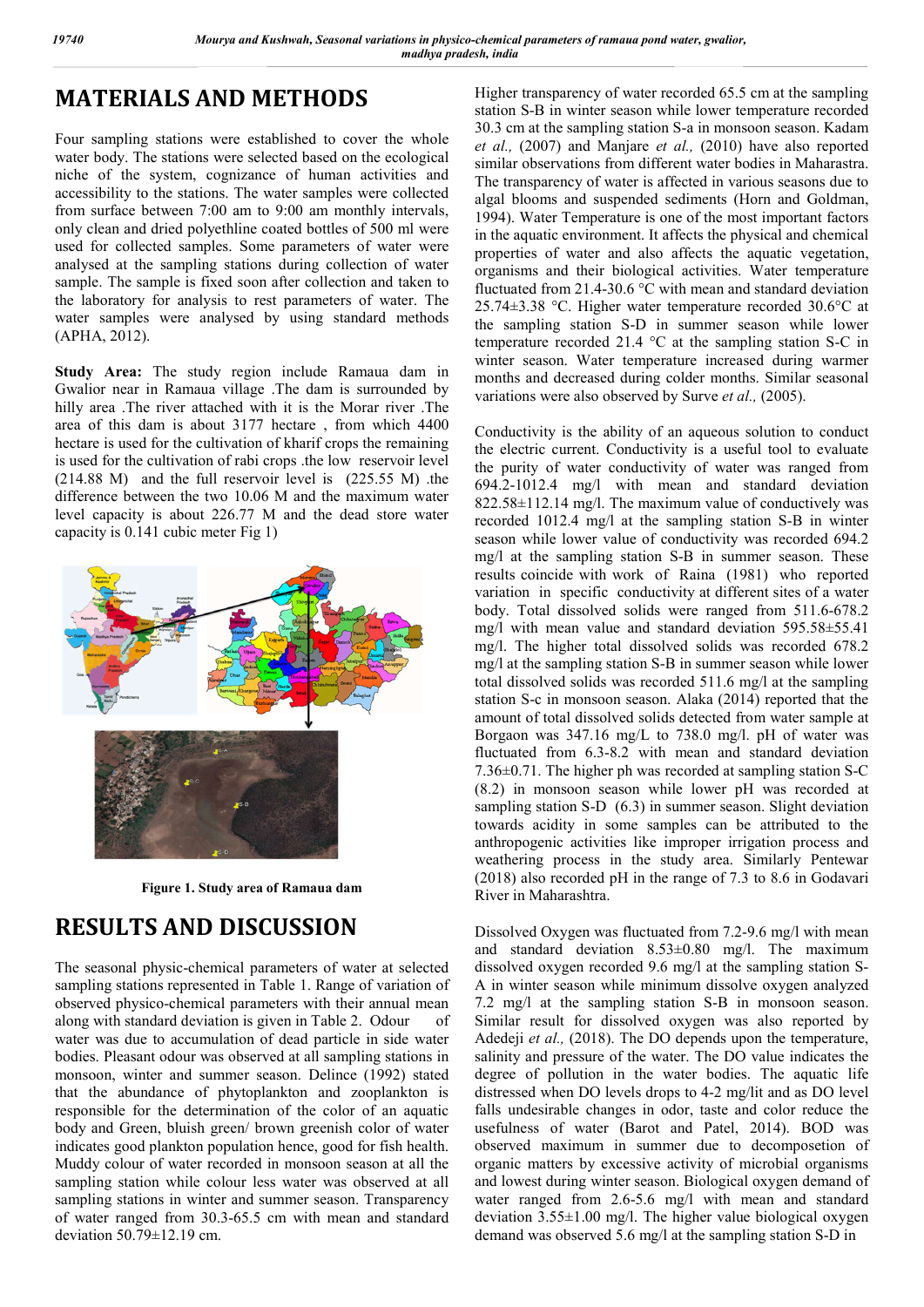## MATERIALS AND METHODS

Four sampling stations were established to cover the whole water body. The stations were selected based on the ecological niche of the system, cognizance of human activities and accessibility to the stations. The water samples were collected from surface between 7:00 am to 9:00 am monthly intervals, only clean and dried polyethline coated bottles of 500 ml were used for collected samples. Some parameters of water were analysed at the sampling stations during collection of water sample. The sample is fixed soon after collection and taken to the laboratory for analysis to rest parameters of water. The water samples were analysed by using standard methods (APHA, 2012).

**Study Area:** The study region include Ramaua dam in Gwalior near in Ramaua village .The dam is surrounded by hilly area .The river attached with it is the Morar river .The area of this dam is about 3177 hectare , from which 4400 hectare is used for the cultivation of kharif crops the remaining is used for the cultivation of rabi crops .the low reservoir level (214.88 M) and the full reservoir level is (225.55 M) .the difference between the two 10.06 M and the maximum water level capacity is about 226.77 M and the dead store water capacity is 0.141 cubic meter Fig 1)

**Figure 1. Study area of Ramaua dam**

## RESULTS AND DISCUSSION

The seasonal physic-chemical parameters of water at selected sampling stations represented in Table 1. Range of variation of observed physico-chemical parameters with their annual mean along with standard deviation is given in Table 2. Odour of water was due to accumulation of dead particle in side water bodies. Pleasant odour was observed at all sampling stations in monsoon, winter and summer season. Delince (1992) stated that the abundance of phytoplankton and zooplankton is responsible for the determination of the color of an aquatic body and Green, bluish green/ brown greenish color of water indicates good plankton population hence, good for fish health. Muddy colour of water recorded in monsoon season at all the sampling station while colour less water was observed at all sampling stations in winter and summer season. Transparency of water ranged from 30.3-65.5 cm with mean and standard deviation 50.79±12.19 cm. Higher transparency of water recorded 65.5 cm at the sampling station S-B in winter season while lower temperature recorded 30.3 cm at the sampling station S-a in monsoon season. Kadam *et al.,* (2007) and Manjare *et al.,* (2010) have also reported similar observations from different water bodies in Maharastra. The transparency of water is affected in various seasons due to algal blooms and suspended sediments (Horn and Goldman, 1994). Water Temperature is one of the most important factors in the aquatic environment. It affects the physical and chemical properties of water and also affects the aquatic vegetation, organisms and their biological activities. Water temperature fluctuated from 21.4-30.6 °C with mean and standard deviation 25.74±3.38 °C. Higher water temperature recorded 30.6°C at the sampling station S-D in summer season while lower temperature recorded 21.4 °C at the sampling station S-C in winter season. Water temperature increased during warmer months and decreased during colder months. Similar seasonal variations were also observed by Surve *et al.,* (2005).

Conductivity is the ability of an aqueous solution to conduct the electric current. Conductivity is a useful tool to evaluate the purity of water conductivity of water was ranged from 694.2-1012.4 mg/l with mean and standard deviation 822.58±112.14 mg/l. The maximum value of conductively was recorded 1012.4 mg/l at the sampling station S-B in winter season while lower value of conductivity was recorded 694.2 mg/l at the sampling station S-B in summer season. These results coincide with work of Raina (1981) who reported variation in specific conductivity at different sites of a water body. Total dissolved solids were ranged from 511.6-678.2 mg/l with mean value and standard deviation 595.58±55.41 mg/l. The higher total dissolved solids was recorded 678.2 mg/l at the sampling station S-B in summer season while lower total dissolved solids was recorded 511.6 mg/l at the sampling station S-c in monsoon season. Alaka (2014) reported that the amount of total dissolved solids detected from water sample at Borgaon was 347.16 mg/L to 738.0 mg/l. pH of water was fluctuated from 6.3-8.2 with mean and standard deviation 7.36±0.71. The higher ph was recorded at sampling station S-C (8.2) in monsoon season while lower pH was recorded at sampling station S-D (6.3) in summer season. Slight deviation towards acidity in some samples can be attributed to the anthropogenic activities like improper irrigation process and weathering process in the study area. Similarly Pentewar (2018) also recorded pH in the range of 7.3 to 8.6 in Godavari River in Maharashtra.

Dissolved Oxygen was fluctuated from 7.2-9.6 mg/l with mean and standard deviation 8.53±0.80 mg/l. The maximum dissolved oxygen recorded 9.6 mg/l at the sampling station S-A in winter season while minimum dissolve oxygen analyzed 7.2 mg/l at the sampling station S-B in monsoon season. Similar result for dissolved oxygen was also reported by Adedeji *et al.,* (2018). The DO depends upon the temperature, salinity and pressure of the water. The DO value indicates the degree of pollution in the water bodies. The aquatic life distressed when DO levels drops to 4-2 mg/lit and as DO level falls undesirable changes in odor, taste and color reduce the usefulness of water (Barot and Patel, 2014). BOD was observed maximum in summer due to decomposetion of organic matters by excessive activity of microbial organisms and lowest during winter season. Biological oxygen demand of water ranged from 2.6-5.6 mg/l with mean and standard deviation 3.55±1.0 mg/l. The higher value biological oxygen demand was observed 5.6 mg/l at the sampling station S-D in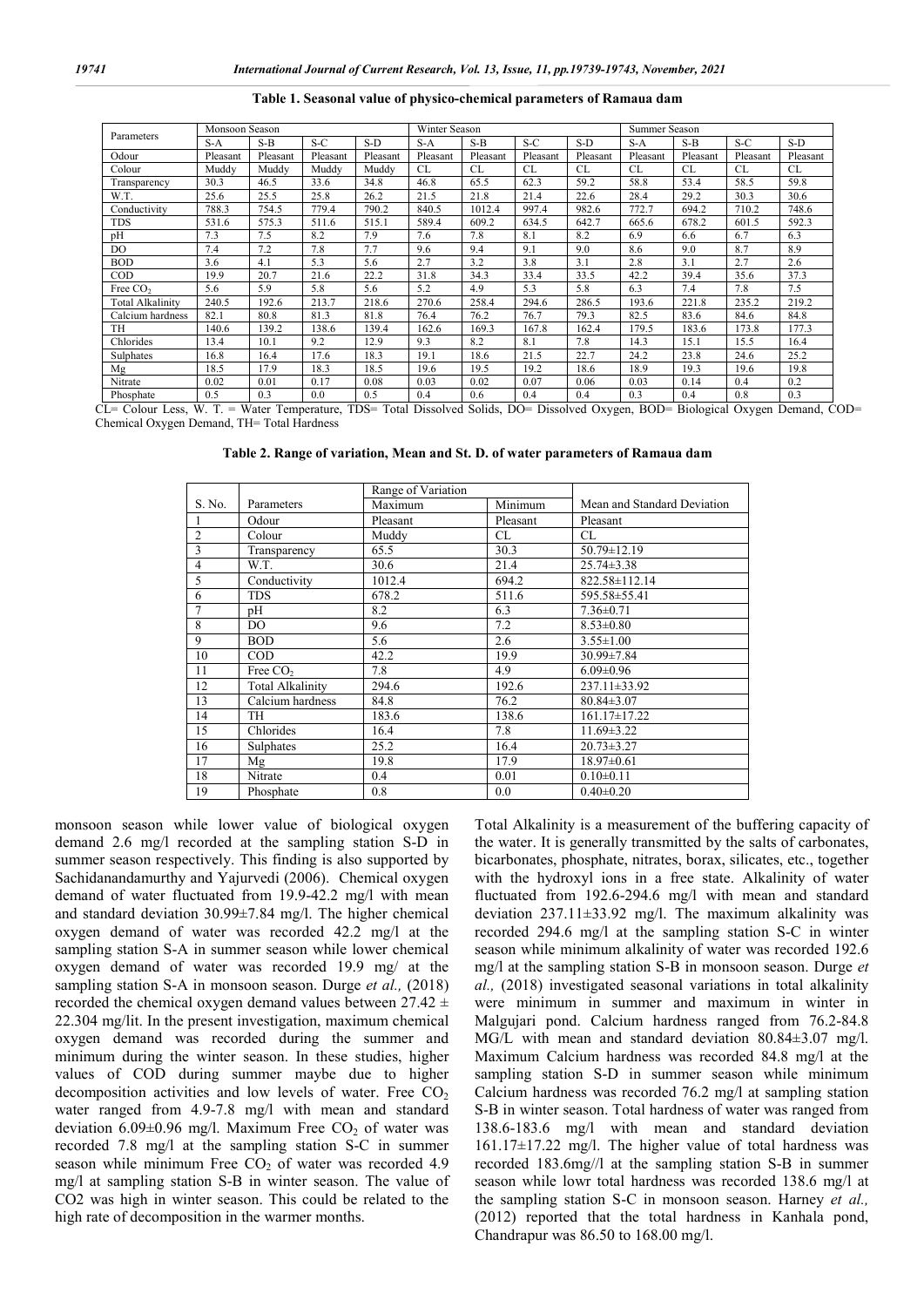**Table 1. Seasonal value of physico-chemical parameters of Ramaua dam**

| Parameters | Monsoon Season | | | | Winter Season | | | | Summer Season | | | |
|---|---|---|---|---|---|---|---|---|---|---|---|---|
| | S-A | S-B | S-C | S-D | S-A | S-B | S-C | S-D | S-A | S-B | S-C | S-D |
| Odour | Pleasant | Pleasant | Pleasant | Pleasant | Pleasant | Pleasant | Pleasant | Pleasant | Pleasant | Pleasant | Pleasant | Pleasant |
| Colour | Muddy | Muddy | Muddy | Muddy | CL | CL | CL | CL | CL | CL | CL | CL |
| Transparency | 30.3 | 46.5 | 33.6 | 34.8 | 46.8 | 65.5 | 62.3 | 59.2 | 58.8 | 53.4 | 58.5 | 59.8 |
| W.T. | 25.6 | 25.5 | 25.8 | 26.2 | 21.5 | 21.8 | 21.4 | 22.6 | 28.4 | 29.2 | 30.3 | 30.6 |
| Conductivity | 788.3 | 754.5 | 779.4 | 790.2 | 840.5 | 1012.4 | 997.4 | 982.6 | 772.7 | 694.2 | 710.2 | 748.6 |
| TDS | 531.6 | 575.3 | 511.6 | 515.1 | 589.4 | 609.2 | 634.5 | 642.7 | 665.6 | 678.2 | 601.5 | 592.3 |
| pH | 7.3 | 7.5 | 8.2 | 7.9 | 7.6 | 7.8 | 8.1 | 8.2 | 6.9 | 6.6 | 6.7 | 6.3 |
| DO | 7.4 | 7.2 | 7.8 | 7.7 | 9.6 | 9.4 | 9.1 | 9.0 | 8.6 | 9.0 | 8.7 | 8.9 |
| BOD | 3.6 | 4.1 | 5.3 | 5.6 | 2.7 | 3.2 | 3.8 | 3.1 | 2.8 | 3.1 | 2.7 | 2.6 |
| COD | 19.9 | 20.7 | 21.6 | 22.2 | 31.8 | 34.3 | 33.4 | 33.5 | 42.2 | 39.4 | 35.6 | 37.3 |
| Free $CO_2$ | 5.6 | 5.9 | 5.8 | 5.6 | 5.2 | 4.9 | 5.3 | 5.8 | 6.3 | 7.4 | 7.8 | 7.5 |
| Total Alkalinity | 240.5 | 192.6 | 213.7 | 218.6 | 270.6 | 258.4 | 294.6 | 286.5 | 193.6 | 221.8 | 235.2 | 219.2 |
| Calcium hardness | 82.1 | 80.8 | 81.3 | 81.8 | 76.4 | 76.2 | 76.7 | 79.3 | 82.5 | 83.6 | 84.6 | 84.8 |
| TH | 140.6 | 139.2 | 138.6 | 139.4 | 162.6 | 169.3 | 167.8 | 162.4 | 179.5 | 183.6 | 173.8 | 177.3 |
| Chlorides | 13.4 | 10.1 | 9.2 | 12.9 | 9.3 | 8.2 | 8.1 | 7.8 | 14.3 | 15.1 | 15.5 | 16.4 |
| Sulphates | 16.8 | 16.4 | 17.6 | 18.3 | 19.1 | 18.6 | 21.5 | 22.7 | 24.2 | 23.8 | 24.6 | 25.2 |
| Mg | 18.5 | 17.9 | 18.3 | 18.5 | 19.6 | 19.5 | 19.2 | 18.6 | 18.9 | 19.3 | 19.6 | 19.8 |
| Nitrate | 0.02 | 0.01 | 0.17 | 0.08 | 0.03 | 0.02 | 0.07 | 0.06 | 0.03 | 0.14 | 0.4 | 0.2 |
| Phosphate | 0.5 | 0.3 | 0.0 | 0.5 | 0.4 | 0.6 | 0.4 | 0.4 | 0.3 | 0.4 | 0.8 | 0.3 |

CL= Colour Less, W. T. = Water Temperature, TDS= Total Dissolved Solids, DO= Dissolved Oxygen, BOD= Biological Oxygen Demand, COD= Chemical Oxygen Demand, TH= Total Hardness

**Table 2. Range of variation, Mean and St. D. of water parameters of Ramaua dam**

| S. No. | Parameters | Range of Variation | | Mean and Standard Deviation |
|---|---|---|---|---|
| | | Maximum | Minimum | |
| 1 | Odour | Pleasant | Pleasant | Pleasant |
| 2 | Colour | Muddy | CL | CL |
| 3 | Transparency | 65.5 | 30.3 | 50.79±12.19 |
| 4 | W.T. | 30.6 | 21.4 | 25.74±3.38 |
| 5 | Conductivity | 1012.4 | 694.2 | 822.58±112.14 |
| 6 | TDS | 678.2 | 511.6 | 595.58±55.41 |
| 7 | pH | 8.2 | 6.3 | 7.36±0.71 |
| 8 | DO | 9.6 | 7.2 | 8.53±0.80 |
| 9 | BOD | 5.6 | 2.6 | 3.55±1.00 |
| 10 | COD | 42.2 | 19.9 | 30.99±7.84 |
| 11 | Free $CO_2$ | 7.8 | 4.9 | 6.09±0.96 |
| 12 | Total Alkalinity | 294.6 | 192.6 | 237.11±33.92 |
| 13 | Calcium hardness | 84.8 | 76.2 | 80.84±3.07 |
| 14 | TH | 183.6 | 138.6 | 161.17±17.22 |
| 15 | Chlorides | 16.4 | 7.8 | 11.69±3.22 |
| 16 | Sulphates | 25.2 | 16.4 | 20.73±3.27 |
| 17 | Mg | 19.8 | 17.9 | 18.97±0.61 |
| 18 | Nitrate | 0.4 | 0.01 | 0.10±0.11 |
| 19 | Phosphate | 0.8 | 0.0 | 0.40±0.20 |

monsoon season while lower value of biological oxygen demand 2.6 mg/l recorded at the sampling station S-D in summer season respectively. This finding is also supported by Sachidanandamurthy and Yajurvedi (2006). Chemical oxygen demand of water fluctuated from 19.9-42.2 mg/l with mean and standard deviation 30.99±7.84 mg/l. The higher chemical oxygen demand of water was recorded 42.2 mg/l at the sampling station S-A in summer season while lower chemical oxygen demand of water was recorded 19.9 mg/ at the sampling station S-A in monsoon season. Durge *et al.,* (2018) recorded the chemical oxygen demand values between 27.42 ± 22.304 mg/lit. In the present investigation, maximum chemical oxygen demand was recorded during the summer and minimum during the winter season. In these studies, higher values of COD during summer maybe due to higher decomposition activities and low levels of water. Free $CO_2$ water ranged from 4.9-7.8 mg/l with mean and standard deviation 6.09±0.96 mg/l. Maximum Free $CO_2$ of water was recorded 7.8 mg/l at the sampling station S-C in summer season while minimum Free $CO_2$ of water was recorded 4.9 mg/l at sampling station S-B in winter season. The value of CO2 was high in winter season. This could be related to the high rate of decomposition in the warmer months.

Total Alkalinity is a measurement of the buffering capacity of the water. It is generally transmitted by the salts of carbonates, bicarbonates, phosphate, nitrates, borax, silicates, etc., together with the hydroxyl ions in a free state. Alkalinity of water fluctuated from 192.6-294.6 mg/l with mean and standard deviation 237.11±33.92 mg/l. The maximum alkalinity was recorded 294.6 mg/l at the sampling station S-C in winter season while minimum alkalinity of water was recorded 192.6 mg/l at the sampling station S-B in monsoon season. Durge *et al.,* (2018) investigated seasonal variations in total alkalinity were minimum in summer and maximum in winter in Malgujari pond. Calcium hardness ranged from 76.2-84.8 MG/L with mean and standard deviation 80.84±3.07 mg/l. Maximum Calcium hardness was recorded 84.8 mg/l at the sampling station S-D in summer season while minimum Calcium hardness was recorded 76.2 mg/l at sampling station S-B in winter season. Total hardness of water was ranged from 138.6-183.6 mg/l with mean and standard deviation 161.17±17.22 mg/l. The higher value of total hardness was recorded 183.6mg//l at the sampling station S-B in summer season while lowr total hardness was recorded 138.6 mg/l at the sampling station S-C in monsoon season. Harney *et al.,* (2012) reported that the total hardness in Kanhala pond, Chandrapur was 86.50 to 168.00 mg/l.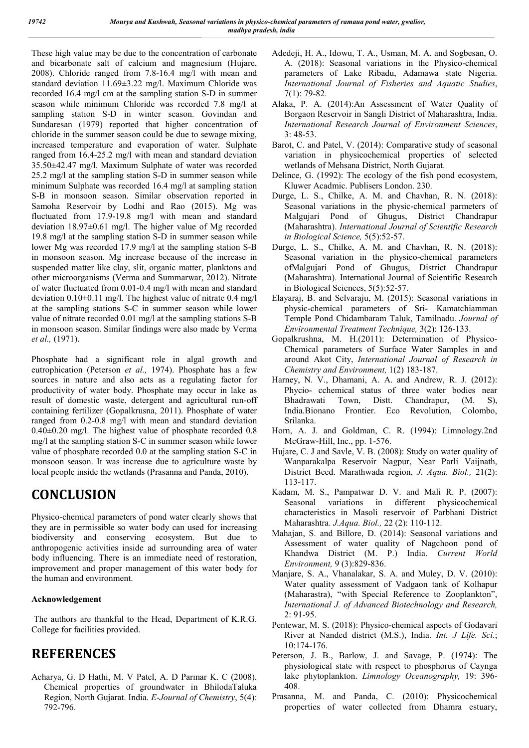These high value may be due to the concentration of carbonate and bicarbonate salt of calcium and magnesium (Hujare, 2008). Chloride ranged from 7.8-16.4 mg/l with mean and standard deviation 11.69±3.22 mg/l. Maximum Chloride was recorded 16.4 mg/l cm at the sampling station S-D in summer season while minimum Chloride was recorded 7.8 mg/l at sampling station S-D in winter season. Govindan and Sundaresan (1979) reported that higher concentration of chloride in the summer season could be due to sewage mixing, increased temperature and evaporation of water. Sulphate ranged from 16.4-25.2 mg/l with mean and standard deviation 35.50±42.47 mg/l. Maximum Sulphate of water was recorded 25.2 mg/l at the sampling station S-D in summer season while minimum Sulphate was recorded 16.4 mg/l at sampling station S-B in monsoon season. Similar observation reported in Samoha Reservoir by Lodhi and Rao (2015). Mg was fluctuated from 17.9-19.8 mg/l with mean and standard deviation 18.97±0.61 mg/l. The higher value of Mg recorded 19.8 mg/l at the sampling station S-D in summer season while lower Mg was recorded 17.9 mg/l at the sampling station S-B in monsoon season. Mg increase because of the increase in suspended matter like clay, slit, organic matter, planktons and other microorganisms (Verma and Summarwar, 2012). Nitrate of water fluctuated from 0.01-0.4 mg/l with mean and standard deviation 0.10±0.11 mg/l. The highest value of nitrate 0.4 mg/l at the sampling stations S-C in summer season while lower value of nitrate recorded 0.01 mg/l at the sampling stations S-B in monsoon season. Similar findings were also made by Verma *et al.,* (1971).

Phosphate had a significant role in algal growth and eutrophication (Peterson *et al.,* 1974). Phosphate has a few sources in nature and also acts as a regulating factor for productivity of water body. Phosphate may occur in lake as result of domestic waste, detergent and agricultural run-off containing fertilizer (Gopalkrusna, 2011). Phosphate of water ranged from 0.2-0.8 mg/l with mean and standard deviation 0.40±0.20 mg/l. The highest value of phosphate recorded 0.8 mg/l at the sampling station S-C in summer season while lower value of phosphate recorded 0.0 at the sampling station S-C in monsoon season. It was increase due to agriculture waste by local people inside the wetlands (Prasanna and Panda, 2010).

# CONCLUSION

Physico-chemical parameters of pond water clearly shows that they are in permissible so water body can used for increasing biodiversity and conserving ecosystem. But due to anthropogenic activities inside ad surrounding area of water body influencing. There is an immediate need of restoration, improvement and proper management of this water body for the human and environment.

### Acknowledgement

The authors are thankful to the Head, Department of K.R.G. College for facilities provided.

# REFERENCES

Acharya, G. D Hathi, M. V Patel, A. D Parmar K. C (2008). Chemical properties of groundwater in BhilodaTaluka Region, North Gujarat. India. *E-Journal of Chemistry*, 5(4): 792-796.

Adedeji, H. A., Idowu, T. A., Usman, M. A. and Sogbesan, O. A. (2018): Seasonal variations in the Physico-chemical parameters of Lake Ribadu, Adamawa state Nigeria. *International Journal of Fisheries and Aquatic Studies*, 7(1): 79-82.

Alaka, P. A. (2014):An Assessment of Water Quality of Borgaon Reservoir in Sangli District of Maharashtra, India. *International Research Journal of Environment Sciences*, 3: 48-53.

Barot, C. and Patel, V. (2014): Comparative study of seasonal variation in physicochemical properties of selected wetlands of Mehsana District, North Gujarat.

Delince, G. (1992): The ecology of the fish pond ecosystem, Kluwer Acadmic. Publisers London. 230.

Durge, L. S., Chilke, A. M. and Chavhan, R. N. (2018): Seasonal variations in the physic-chemical parmeters of Malgujari Pond of Ghugus, District Chandrapur (Maharashtra). *International Journal of Scientific Research in Biological Science,* 5(5):52-57.

Durge, L. S., Chilke, A. M. and Chavhan, R. N. (2018): Seasonal variation in the physico-chemical parameters ofMalgujari Pond of Ghugus, District Chandrapur (Maharashtra). International Journal of Scientific Research in Biological Sciences, 5(5):52-57.

Elayaraj, B. and Selvaraju, M. (2015): Seasonal variations in physic-chemical parameters of Sri- Kamatchiamman Temple Pond Chidambaram Taluk, Tamilnadu. *Journal of Environmental Treatment Technique,* 3(2): 126-133.

Gopalkrushna, M. H.(2011): Determination of Physico-Chemical parameters of Surface Water Samples in and around Akot City, *International Journal of Research in Chemistry and Environment,* 1(2) 183-187.

Harney, N. V., Dhamani, A. A. and Andrew, R. J. (2012): Phycio- cchemical status of three water bodies near Bhadrawati Town, Distt. Chandrapur, (M. S), India.Bionano Frontier. Eco Revolution, Colombo, Srilanka.

Horn, A. J. and Goldman, C. R. (1994): Limnology.2nd McGraw-Hill, Inc., pp. 1-576.

Hujare, C. J and Savle, V. B. (2008): Study on water quality of Wanparakalpa Reservoir Nagpur, Near Parli Vaijnath, District Beed. Marathwada region, *J. Aqua. Biol.,* 21(2): 113-117.

Kadam, M. S., Pampatwar D. V. and Mali R. P. (2007): Seasonal variations in different physicochemical characteristics in Masoli reservoir of Parbhani District Maharashtra. *J.Aqua. Biol.,* 22 (2): 110-112.

Mahajan, S. and Billore, D. (2014): Seasonal variations and Assessment of water quality of Nagchoon pond of Khandwa District (M. P.) India. *Current World Environment,* 9 (3):829-836.

Manjare, S. A., Vhanalakar, S. A. and Muley, D. V. (2010): Water quality assessment of Vadgaon tank of Kolhapur (Maharastra), "with Special Reference to Zooplankton", *International J. of Advanced Biotechnology and Research,* 2: 91-95.

Pentewar, M. S. (2018): Physico-chemical aspects of Godavari River at Nanded district (M.S.), India. *Int. J Life. Sci.*; 10:174-176.

Peterson, J. B., Barlow, J. and Savage, P. (1974): The physiological state with respect to phosphorus of Caynga lake phytoplankton. *Limnology Oceanography,* 19: 396-408.

Prasanna, M. and Panda, C. (2010): Physicochemical properties of water collected from Dhamra estuary,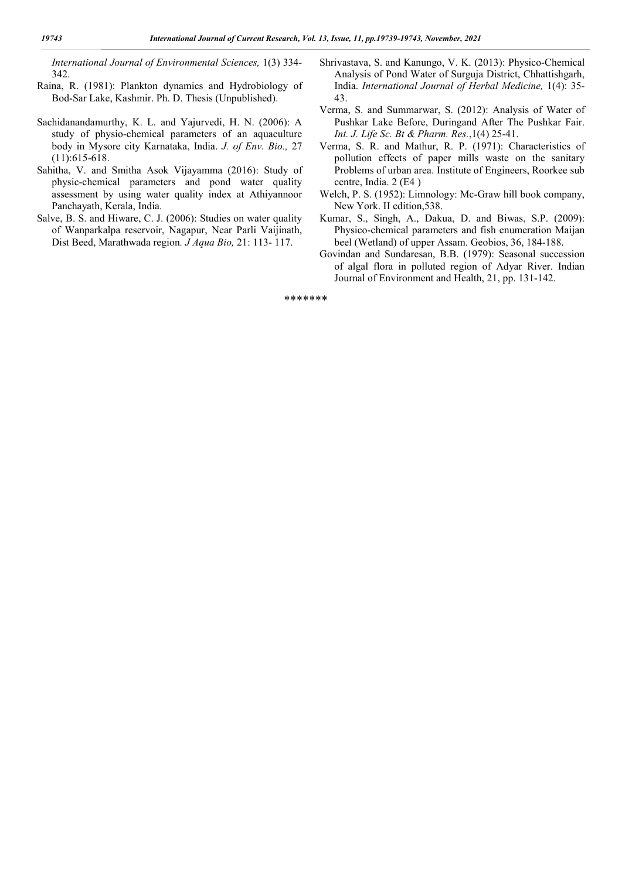*International Journal of Environmental Sciences,* 1(3) 334-342.

Raina, R. (1981): Plankton dynamics and Hydrobiology of Bod-Sar Lake, Kashmir. Ph. D. Thesis (Unpublished).

Sachidanandamurthy, K. L. and Yajurvedi, H. N. (2006): A study of physio-chemical parameters of an aquaculture body in Mysore city Karnataka, India. *J. of Env. Bio.,* 27 (11):615-618.

Sahitha, V. and Smitha Asok Vijayamma (2016): Study of physic-chemical parameters and pond water quality assessment by using water quality index at Athiyannoor Panchayath, Kerala, India.

Salve, B. S. and Hiware, C. J. (2006): Studies on water quality of Wanparkalpa reservoir, Nagapur, Near Parli Vaijinath, Dist Beed, Marathwada region*. J Aqua Bio,* 21: 113- 117.

Shrivastava, S. and Kanungo, V. K. (2013): Physico-Chemical Analysis of Pond Water of Surguja District, Chhattishgarh, India. *International Journal of Herbal Medicine,* 1(4): 35-43.

Verma, S. and Summarwar, S. (2012): Analysis of Water of Pushkar Lake Before, Duringand After The Pushkar Fair. *Int. J. Life Sc. Bt & Pharm. Res.*,1(4) 25-41.

Verma, S. R. and Mathur, R. P. (1971): Characteristics of pollution effects of paper mills waste on the sanitary Problems of urban area. Institute of Engineers, Roorkee sub centre, India. 2 (E4 )

Welch, P. S. (1952): Limnology: Mc-Graw hill book company, New York. II edition,538.

Kumar, S., Singh, A., Dakua, D. and Biwas, S.P. (2009): Physico-chemical parameters and fish enumeration Maijan beel (Wetland) of upper Assam. Geobios, 36, 184-188.

Govindan and Sundaresan, B.B. (1979): Seasonal succession of algal flora in polluted region of Adyar River. Indian Journal of Environment and Health, 21, pp. 131-142.

\*\*\*\*\*\*\*